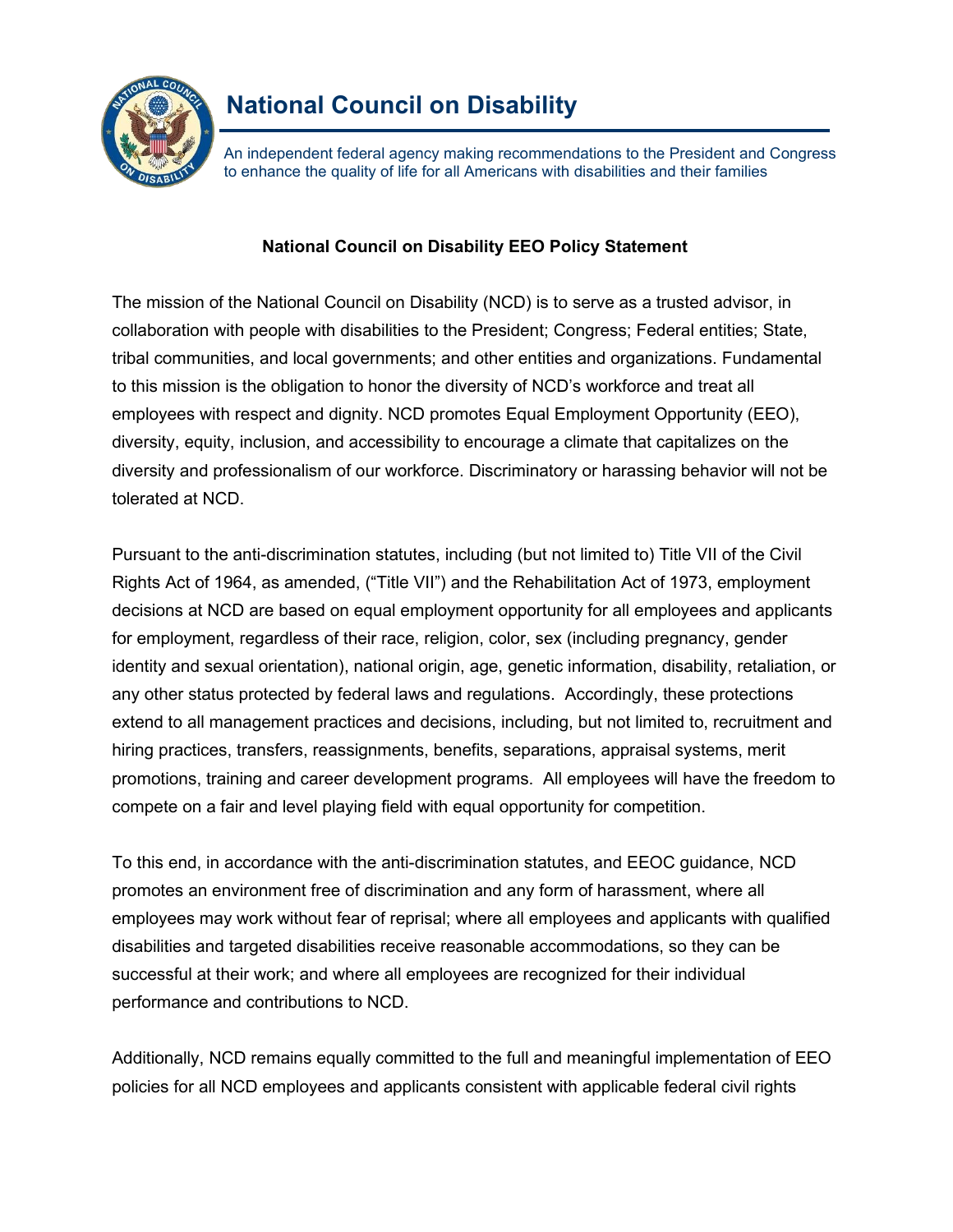# National Council on Disability

An independent federal agency making recommendations to the President and Congress to enhance the quality of life for all Americans with disabilities and their families

## National Council on Disability EEO Policy Statement

The mission of the National Council on Disability (NCD) is to serve as a trusted advisor, in collaboration with people with disabilities to the President; Congress; Federal entities; State, tribal communities, and local governments; and other entities and organizations. Fundamental to this mission is the obligation to honor the diversity of NCD's workforce and treat all employees with respect and dignity. NCD promotes Equal Employment Opportunity (EEO), diversity, equity, inclusion, and accessibility to encourage a climate that capitalizes on the diversity and professionalism of our workforce. Discriminatory or harassing behavior will not be tolerated at NCD.

Pursuant to the anti-discrimination statutes, including (but not limited to) Title VII of the Civil Rights Act of 1964, as amended, ("Title VII") and the Rehabilitation Act of 1973, employment decisions at NCD are based on equal employment opportunity for all employees and applicants for employment, regardless of their race, religion, color, sex (including pregnancy, gender identity and sexual orientation), national origin, age, genetic information, disability, retaliation, or any other status protected by federal laws and regulations. Accordingly, these protections extend to all management practices and decisions, including, but not limited to, recruitment and hiring practices, transfers, reassignments, benefits, separations, appraisal systems, merit promotions, training and career development programs. All employees will have the freedom to compete on a fair and level playing field with equal opportunity for competition.

To this end, in accordance with the anti-discrimination statutes, and EEOC guidance, NCD promotes an environment free of discrimination and any form of harassment, where all employees may work without fear of reprisal; where all employees and applicants with qualified disabilities and targeted disabilities receive reasonable accommodations, so they can be successful at their work; and where all employees are recognized for their individual performance and contributions to NCD.

Additionally, NCD remains equally committed to the full and meaningful implementation of EEO policies for all NCD employees and applicants consistent with applicable federal civil rights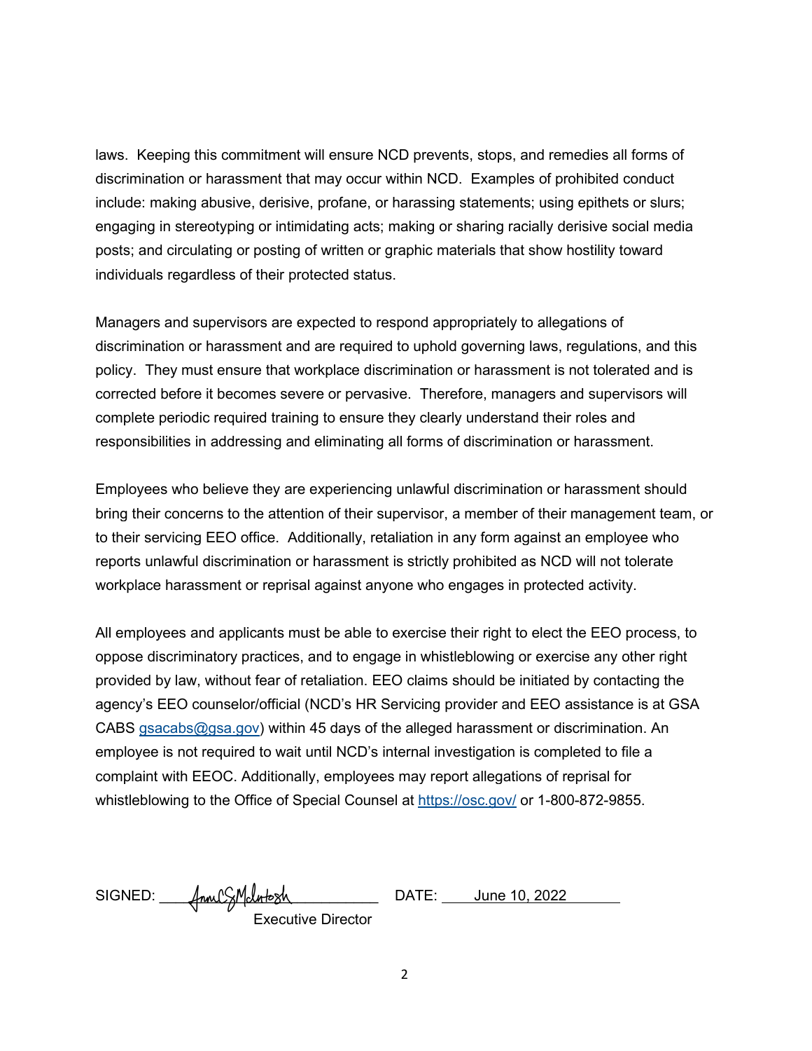laws. Keeping this commitment will ensure NCD prevents, stops, and remedies all forms of discrimination or harassment that may occur within NCD. Examples of prohibited conduct include: making abusive, derisive, profane, or harassing statements; using epithets or slurs; engaging in stereotyping or intimidating acts; making or sharing racially derisive social media posts; and circulating or posting of written or graphic materials that show hostility toward individuals regardless of their protected status.

Managers and supervisors are expected to respond appropriately to allegations of discrimination or harassment and are required to uphold governing laws, regulations, and this policy. They must ensure that workplace discrimination or harassment is not tolerated and is corrected before it becomes severe or pervasive. Therefore, managers and supervisors will complete periodic required training to ensure they clearly understand their roles and responsibilities in addressing and eliminating all forms of discrimination or harassment.

Employees who believe they are experiencing unlawful discrimination or harassment should bring their concerns to the attention of their supervisor, a member of their management team, or to their servicing EEO office. Additionally, retaliation in any form against an employee who reports unlawful discrimination or harassment is strictly prohibited as NCD will not tolerate workplace harassment or reprisal against anyone who engages in protected activity.

All employees and applicants must be able to exercise their right to elect the EEO process, to oppose discriminatory practices, and to engage in whistleblowing or exercise any other right provided by law, without fear of retaliation. EEO claims should be initiated by contacting the agency's EEO counselor/official (NCD's HR Servicing provider and EEO assistance is at GSA CABS gsacabs@gsa.gov) within 45 days of the alleged harassment or discrimination. An employee is not required to wait until NCD's internal investigation is completed to file a complaint with EEOC. Additionally, employees may report allegations of reprisal for whistleblowing to the Office of Special Counsel at https://osc.gov/ or 1-800-872-9855.

SIGNED: Anne C. S. McIntosh DATE: June 10, 2022

Executive Director